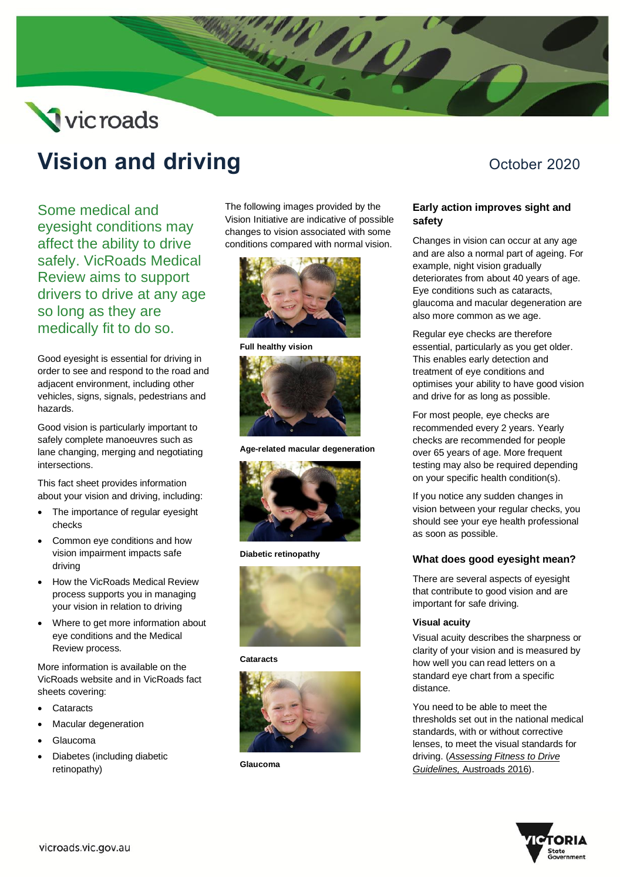# Vision and driving

October 2020

Some medical and eyesight conditions may affect the ability to drive safely. VicRoads Medical Review aims to support drivers to drive at any age so long as they are medically fit to do so.

Good eyesight is essential for driving in order to see and respond to the road and adjacent environment, including other vehicles, signs, signals, pedestrians and hazards.

Good vision is particularly important to safely complete manoeuvres such as lane changing, merging and negotiating intersections.

This fact sheet provides information about your vision and driving, including:

- The importance of regular eyesight checks
- Common eye conditions and how vision impairment impacts safe driving
- How the VicRoads Medical Review process supports you in managing your vision in relation to driving
- Where to get more information about eye conditions and the Medical Review process.

More information is available on the VicRoads website and in VicRoads fact sheets covering:

- Cataracts
- Macular degeneration
- Glaucoma
- Diabetes (including diabetic retinopathy)

The following images provided by the Vision Initiative are indicative of possible changes to vision associated with some conditions compared with normal vision.

**Full healthy vision**

**Age-related macular degeneration**

**Diabetic retinopathy**

**Cataracts**

**Glaucoma**

### Early action improves sight and safety

Changes in vision can occur at any age and are also a normal part of ageing. For example, night vision gradually deteriorates from about 40 years of age. Eye conditions such as cataracts, glaucoma and macular degeneration are also more common as we age.

Regular eye checks are therefore essential, particularly as you get older. This enables early detection and treatment of eye conditions and optimises your ability to have good vision and drive for as long as possible.

For most people, eye checks are recommended every 2 years. Yearly checks are recommended for people over 65 years of age. More frequent testing may also be required depending on your specific health condition(s).

If you notice any sudden changes in vision between your regular checks, you should see your eye health professional as soon as possible.

### What does good eyesight mean?

There are several aspects of eyesight that contribute to good vision and are important for safe driving.

#### Visual acuity

Visual acuity describes the sharpness or clarity of your vision and is measured by how well you can read letters on a standard eye chart from a specific distance.

You need to be able to meet the thresholds set out in the national medical standards, with or without corrective lenses, to meet the visual standards for driving. (*Assessing Fitness to Drive Guidelines,* Austroads 2016).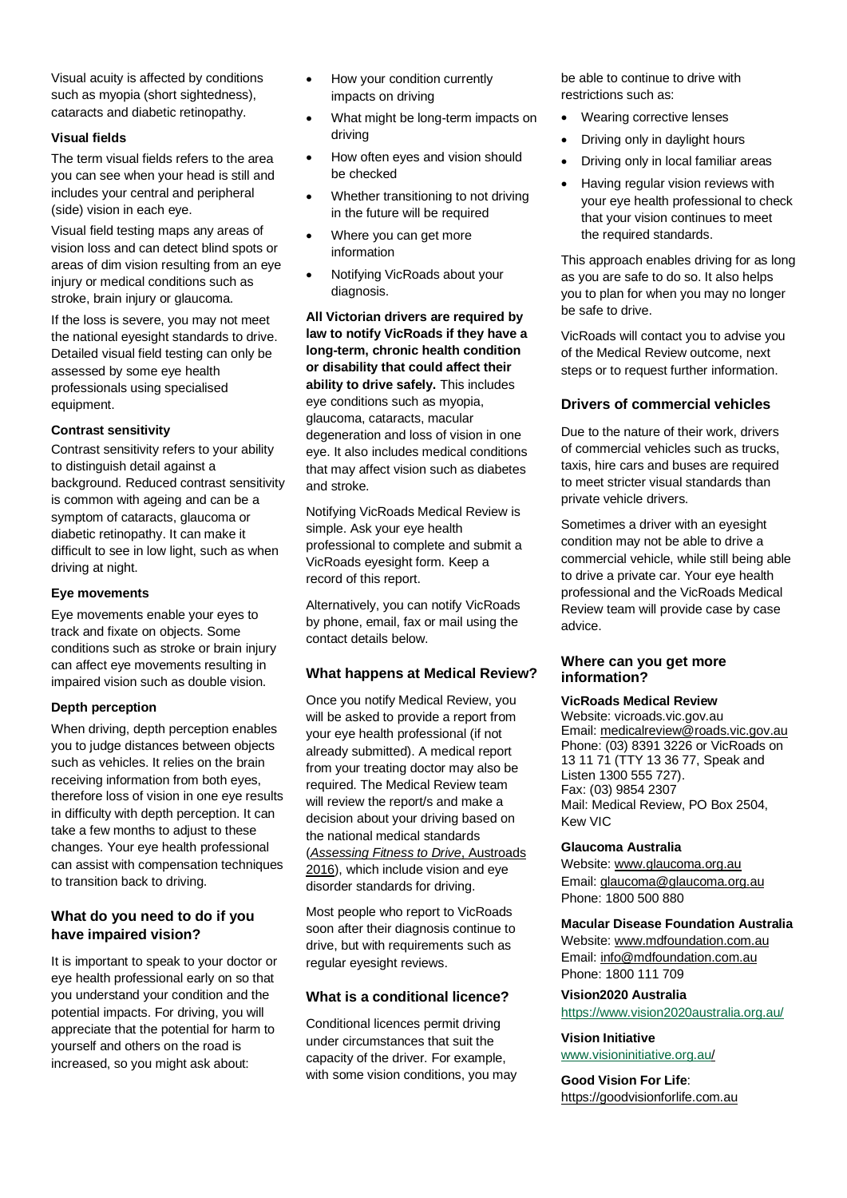Visual acuity is affected by conditions such as myopia (short sightedness), cataracts and diabetic retinopathy.

#### Visual fields

The term visual fields refers to the area you can see when your head is still and includes your central and peripheral (side) vision in each eye.

Visual field testing maps any areas of vision loss and can detect blind spots or areas of dim vision resulting from an eye injury or medical conditions such as stroke, brain injury or glaucoma.

If the loss is severe, you may not meet the national eyesight standards to drive. Detailed visual field testing can only be assessed by some eye health professionals using specialised equipment.

#### Contrast sensitivity

Contrast sensitivity refers to your ability to distinguish detail against a background. Reduced contrast sensitivity is common with ageing and can be a symptom of cataracts, glaucoma or diabetic retinopathy. It can make it difficult to see in low light, such as when driving at night.

#### Eye movements

Eye movements enable your eyes to track and fixate on objects. Some conditions such as stroke or brain injury can affect eye movements resulting in impaired vision such as double vision.

#### Depth perception

When driving, depth perception enables you to judge distances between objects such as vehicles. It relies on the brain receiving information from both eyes, therefore loss of vision in one eye results in difficulty with depth perception. It can take a few months to adjust to these changes. Your eye health professional can assist with compensation techniques to transition back to driving.

### What do you need to do if you have impaired vision?

It is important to speak to your doctor or eye health professional early on so that you understand your condition and the potential impacts. For driving, you will appreciate that the potential for harm to yourself and others on the road is increased, so you might ask about:

- How your condition currently impacts on driving
- What might be long-term impacts on driving
- How often eyes and vision should be checked
- Whether transitioning to not driving in the future will be required
- Where you can get more information
- Notifying VicRoads about your diagnosis.

**All Victorian drivers are required by law to notify VicRoads if they have a long-term, chronic health condition or disability that could affect their ability to drive safely.** This includes eye conditions such as myopia, glaucoma, cataracts, macular degeneration and loss of vision in one eye. It also includes medical conditions that may affect vision such as diabetes and stroke.

Notifying VicRoads Medical Review is simple. Ask your eye health professional to complete and submit a VicRoads eyesight form. Keep a record of this report.

Alternatively, you can notify VicRoads by phone, email, fax or mail using the contact details below.

### What happens at Medical Review?

Once you notify Medical Review, you will be asked to provide a report from your eye health professional (if not already submitted). A medical report from your treating doctor may also be required. The Medical Review team will review the report/s and make a decision about your driving based on the national medical standards (*Assessing Fitness to Drive*, Austroads 2016), which include vision and eye disorder standards for driving.

Most people who report to VicRoads soon after their diagnosis continue to drive, but with requirements such as regular eyesight reviews.

### What is a conditional licence?

Conditional licences permit driving under circumstances that suit the capacity of the driver. For example, with some vision conditions, you may be able to continue to drive with restrictions such as:

- Wearing corrective lenses
- Driving only in daylight hours
- Driving only in local familiar areas
- Having regular vision reviews with your eye health professional to check that your vision continues to meet the required standards.

This approach enables driving for as long as you are safe to do so. It also helps you to plan for when you may no longer be safe to drive.

VicRoads will contact you to advise you of the Medical Review outcome, next steps or to request further information.

### Drivers of commercial vehicles

Due to the nature of their work, drivers of commercial vehicles such as trucks, taxis, hire cars and buses are required to meet stricter visual standards than private vehicle drivers.

Sometimes a driver with an eyesight condition may not be able to drive a commercial vehicle, while still being able to drive a private car. Your eye health professional and the VicRoads Medical Review team will provide case by case advice.

### Where can you get more information?

**VicRoads Medical Review**
Website: vicroads.vic.gov.au
Email: medicalreview@roads.vic.gov.au
Phone: (03) 8391 3226 or VicRoads on 13 11 71 (TTY 13 36 77, Speak and Listen 1300 555 727).
Fax: (03) 9854 2307
Mail: Medical Review, PO Box 2504, Kew VIC

**Glaucoma Australia**
Website: www.glaucoma.org.au
Email: glaucoma@glaucoma.org.au
Phone: 1800 500 880

**Macular Disease Foundation Australia**
Website: www.mdfoundation.com.au
Email: info@mdfoundation.com.au
Phone: 1800 111 709

**Vision2020 Australia**
https://www.vision2020australia.org.au/

**Vision Initiative**
www.visioninitiative.org.au/

**Good Vision For Life**:
https://goodvisionforlife.com.au